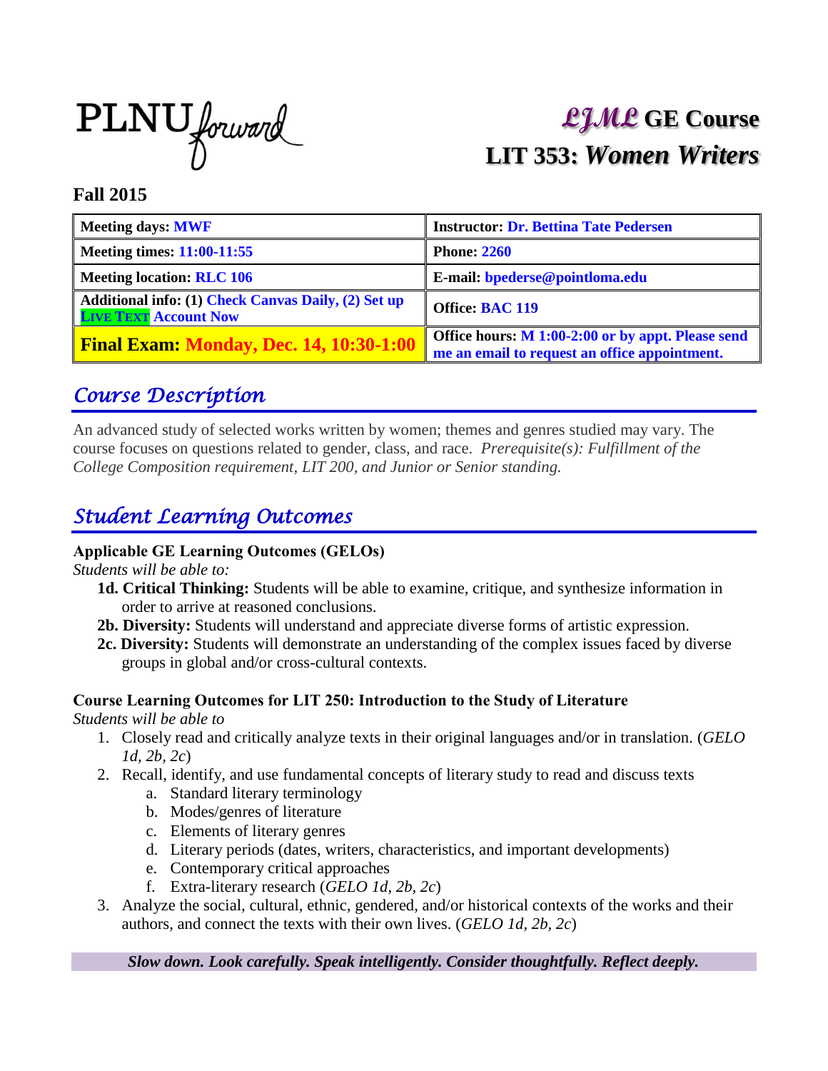PLNU forward

# *LJML* GE Course
# LIT 353: *Women Writers*

**Fall 2015**

| **Meeting days: MWF** | **Instructor: Dr. Bettina Tate Pedersen** |
|---|---|
| **Meeting times: 11:00-11:55** | **Phone: 2260** |
| **Meeting location: RLC 106** | **E-mail: bpederse@pointloma.edu** |
| **Additional info: (1) Check Canvas Daily, (2) Set up LIVE TEXT Account Now** | **Office: BAC 119** |
| **Final Exam: Monday, Dec. 14, 10:30-1:00** | **Office hours: M 1:00-2:00 or by appt. Please send me an email to request an office appointment.** |

## *Course Description*

An advanced study of selected works written by women; themes and genres studied may vary. The course focuses on questions related to gender, class, and race. *Prerequisite(s): Fulfillment of the College Composition requirement, LIT 200, and Junior or Senior standing.*

## *Student Learning Outcomes*

**Applicable GE Learning Outcomes (GELOs)**

*Students will be able to:*

- **1d. Critical Thinking:** Students will be able to examine, critique, and synthesize information in order to arrive at reasoned conclusions.
- **2b. Diversity:** Students will understand and appreciate diverse forms of artistic expression.
- **2c. Diversity:** Students will demonstrate an understanding of the complex issues faced by diverse groups in global and/or cross-cultural contexts.

**Course Learning Outcomes for LIT 250: Introduction to the Study of Literature**

*Students will be able to*

1. Closely read and critically analyze texts in their original languages and/or in translation. (*GELO 1d, 2b, 2c*)
2. Recall, identify, and use fundamental concepts of literary study to read and discuss texts
   a. Standard literary terminology
   b. Modes/genres of literature
   c. Elements of literary genres
   d. Literary periods (dates, writers, characteristics, and important developments)
   e. Contemporary critical approaches
   f. Extra-literary research (*GELO 1d, 2b, 2c*)
3. Analyze the social, cultural, ethnic, gendered, and/or historical contexts of the works and their authors, and connect the texts with their own lives. (*GELO 1d, 2b, 2c*)

***Slow down. Look carefully. Speak intelligently. Consider thoughtfully. Reflect deeply.***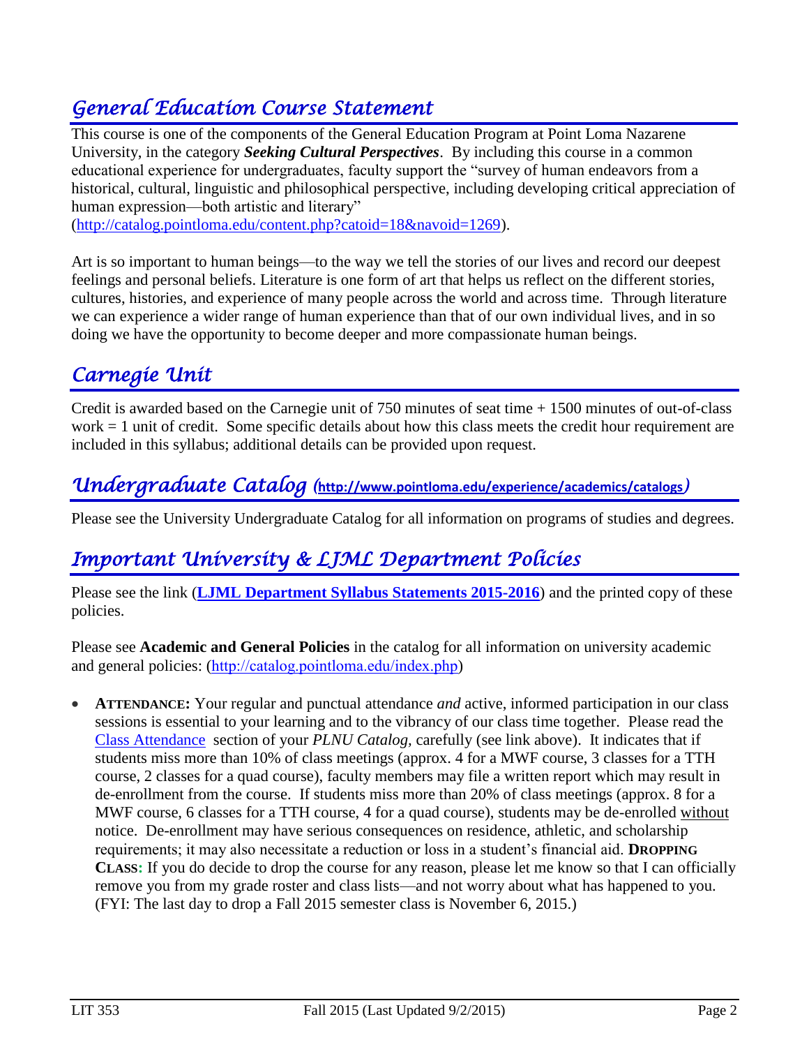## *General Education Course Statement*

This course is one of the components of the General Education Program at Point Loma Nazarene University, in the category ***Seeking Cultural Perspectives***. By including this course in a common educational experience for undergraduates, faculty support the "survey of human endeavors from a historical, cultural, linguistic and philosophical perspective, including developing critical appreciation of human expression—both artistic and literary" (http://catalog.pointloma.edu/content.php?catoid=18&navoid=1269).

Art is so important to human beings—to the way we tell the stories of our lives and record our deepest feelings and personal beliefs. Literature is one form of art that helps us reflect on the different stories, cultures, histories, and experience of many people across the world and across time. Through literature we can experience a wider range of human experience than that of our own individual lives, and in so doing we have the opportunity to become deeper and more compassionate human beings.

## *Carnegie Unit*

Credit is awarded based on the Carnegie unit of 750 minutes of seat time + 1500 minutes of out-of-class work = 1 unit of credit. Some specific details about how this class meets the credit hour requirement are included in this syllabus; additional details can be provided upon request.

## *Undergraduate Catalog (**http://www.pointloma.edu/experience/academics/catalogs**)*

Please see the University Undergraduate Catalog for all information on programs of studies and degrees.

## *Important University & LJML Department Policies*

Please see the link (**LJML Department Syllabus Statements 2015-2016**) and the printed copy of these policies.

Please see **Academic and General Policies** in the catalog for all information on university academic and general policies: (http://catalog.pointloma.edu/index.php)

- **ATTENDANCE:** Your regular and punctual attendance *and* active, informed participation in our class sessions is essential to your learning and to the vibrancy of our class time together. Please read the Class Attendance section of your *PLNU Catalog*, carefully (see link above). It indicates that if students miss more than 10% of class meetings (approx. 4 for a MWF course, 3 classes for a TTH course, 2 classes for a quad course), faculty members may file a written report which may result in de-enrollment from the course. If students miss more than 20% of class meetings (approx. 8 for a MWF course, 6 classes for a TTH course, 4 for a quad course), students may be de-enrolled without notice. De-enrollment may have serious consequences on residence, athletic, and scholarship requirements; it may also necessitate a reduction or loss in a student's financial aid. **DROPPING CLASS:** If you do decide to drop the course for any reason, please let me know so that I can officially remove you from my grade roster and class lists—and not worry about what has happened to you. (FYI: The last day to drop a Fall 2015 semester class is November 6, 2015.)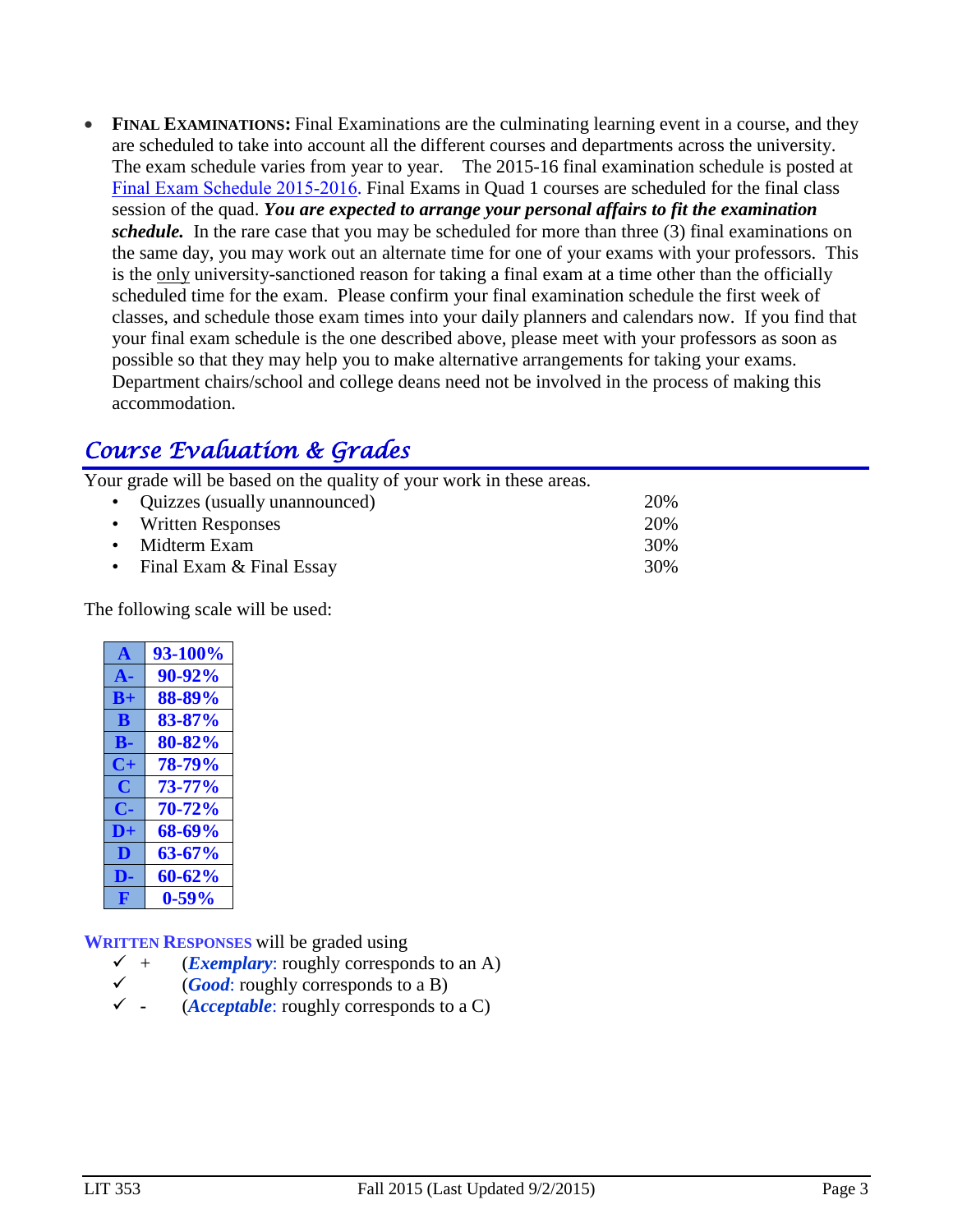- **Final Examinations:** Final Examinations are the culminating learning event in a course, and they are scheduled to take into account all the different courses and departments across the university. The exam schedule varies from year to year. The 2015-16 final examination schedule is posted at Final Exam Schedule 2015-2016. Final Exams in Quad 1 courses are scheduled for the final class session of the quad. ***You are expected to arrange your personal affairs to fit the examination schedule.*** In the rare case that you may be scheduled for more than three (3) final examinations on the same day, you may work out an alternate time for one of your exams with your professors. This is the only university-sanctioned reason for taking a final exam at a time other than the officially scheduled time for the exam. Please confirm your final examination schedule the first week of classes, and schedule those exam times into your daily planners and calendars now. If you find that your final exam schedule is the one described above, please meet with your professors as soon as possible so that they may help you to make alternative arrangements for taking your exams. Department chairs/school and college deans need not be involved in the process of making this accommodation.

## *Course Evaluation & Grades*

Your grade will be based on the quality of your work in these areas.

- Quizzes (usually unannounced) 20%
- Written Responses 20%
- Midterm Exam 30%
- Final Exam & Final Essay 30%

The following scale will be used:

| Grade | Range |
|---|---|
| **A** | **93-100%** |
| **A-** | **90-92%** |
| **B+** | **88-89%** |
| **B** | **83-87%** |
| **B-** | **80-82%** |
| **C+** | **78-79%** |
| **C** | **73-77%** |
| **C-** | **70-72%** |
| **D+** | **68-69%** |
| **D** | **63-67%** |
| **D-** | **60-62%** |
| **F** | **0-59%** |

**Written Responses** will be graded using

- ✓ + (***Exemplary***: roughly corresponds to an A)
- ✓ (***Good***: roughly corresponds to a B)
- ✓ - (***Acceptable***: roughly corresponds to a C)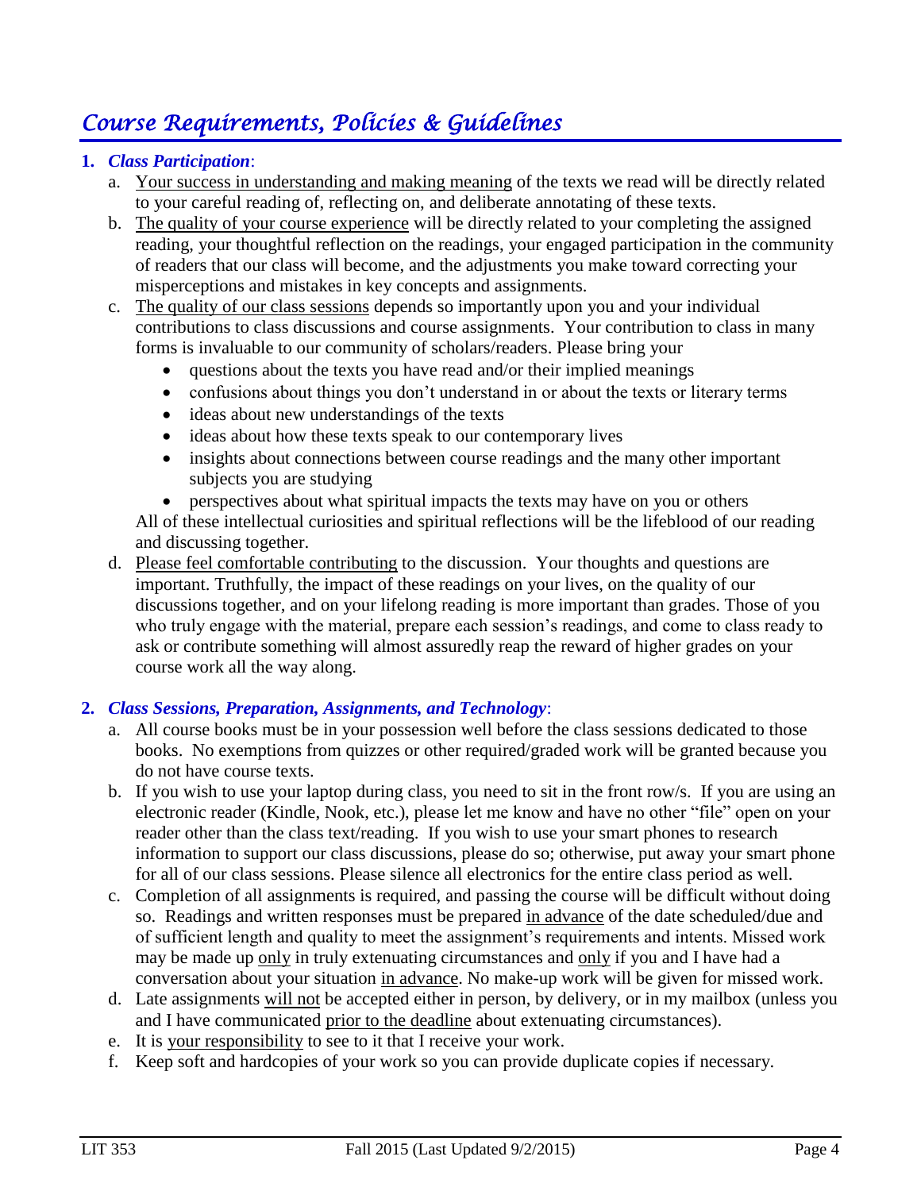# *Course Requirements, Policies & Guidelines*

1. ***Class Participation***:
   a. Your success in understanding and making meaning of the texts we read will be directly related to your careful reading of, reflecting on, and deliberate annotating of these texts.
   b. The quality of your course experience will be directly related to your completing the assigned reading, your thoughtful reflection on the readings, your engaged participation in the community of readers that our class will become, and the adjustments you make toward correcting your misperceptions and mistakes in key concepts and assignments.
   c. The quality of our class sessions depends so importantly upon you and your individual contributions to class discussions and course assignments. Your contribution to class in many forms is invaluable to our community of scholars/readers. Please bring your
      - questions about the texts you have read and/or their implied meanings
      - confusions about things you don't understand in or about the texts or literary terms
      - ideas about new understandings of the texts
      - ideas about how these texts speak to our contemporary lives
      - insights about connections between course readings and the many other important subjects you are studying
      - perspectives about what spiritual impacts the texts may have on you or others

      All of these intellectual curiosities and spiritual reflections will be the lifeblood of our reading and discussing together.
   d. Please feel comfortable contributing to the discussion. Your thoughts and questions are important. Truthfully, the impact of these readings on your lives, on the quality of our discussions together, and on your lifelong reading is more important than grades. Those of you who truly engage with the material, prepare each session's readings, and come to class ready to ask or contribute something will almost assuredly reap the reward of higher grades on your course work all the way along.

2. ***Class Sessions, Preparation, Assignments, and Technology***:
   a. All course books must be in your possession well before the class sessions dedicated to those books. No exemptions from quizzes or other required/graded work will be granted because you do not have course texts.
   b. If you wish to use your laptop during class, you need to sit in the front row/s. If you are using an electronic reader (Kindle, Nook, etc.), please let me know and have no other "file" open on your reader other than the class text/reading. If you wish to use your smart phones to research information to support our class discussions, please do so; otherwise, put away your smart phone for all of our class sessions. Please silence all electronics for the entire class period as well.
   c. Completion of all assignments is required, and passing the course will be difficult without doing so. Readings and written responses must be prepared in advance of the date scheduled/due and of sufficient length and quality to meet the assignment's requirements and intents. Missed work may be made up only in truly extenuating circumstances and only if you and I have had a conversation about your situation in advance. No make-up work will be given for missed work.
   d. Late assignments will not be accepted either in person, by delivery, or in my mailbox (unless you and I have communicated prior to the deadline about extenuating circumstances).
   e. It is your responsibility to see to it that I receive your work.
   f. Keep soft and hardcopies of your work so you can provide duplicate copies if necessary.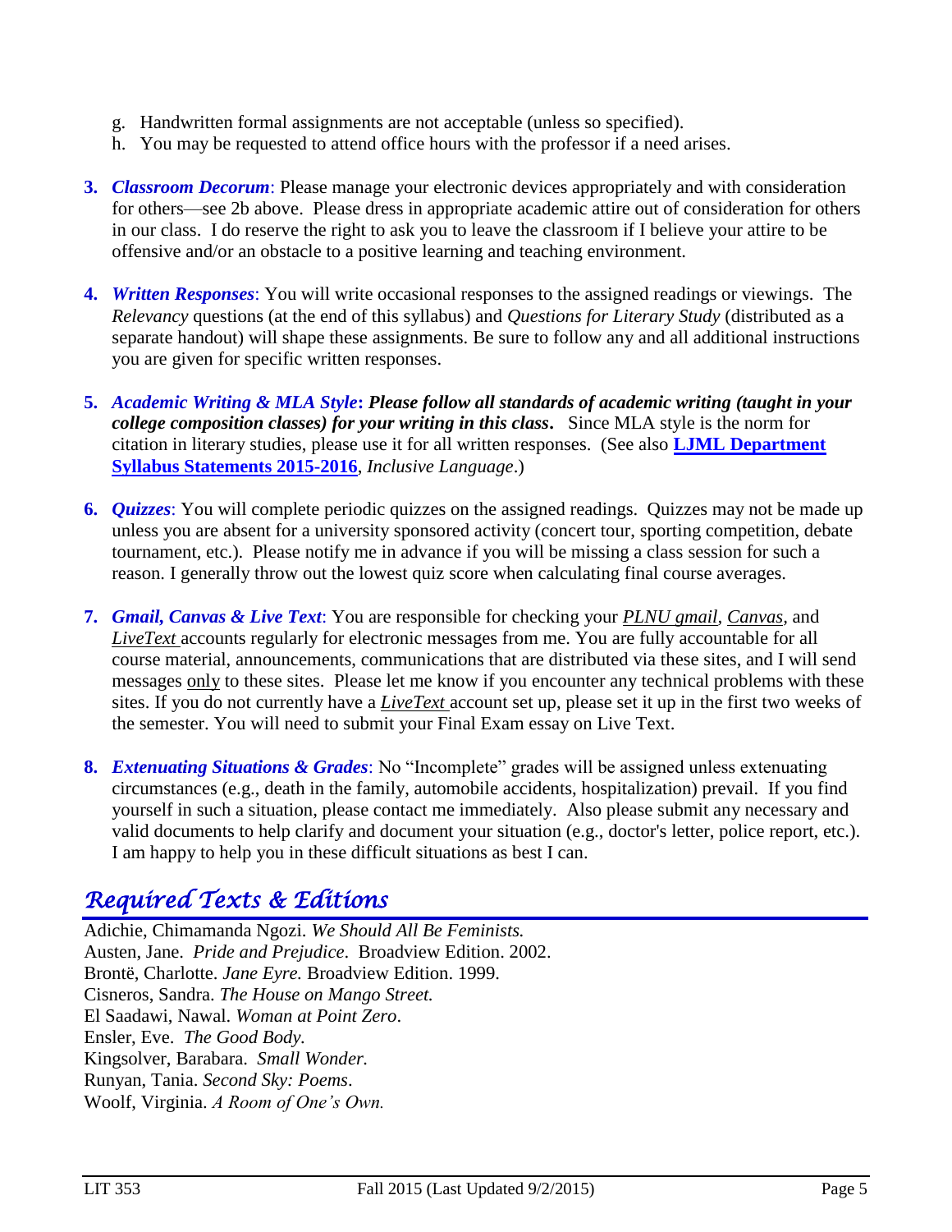g. Handwritten formal assignments are not acceptable (unless so specified).
h. You may be requested to attend office hours with the professor if a need arises.

**3.** ***Classroom Decorum***: Please manage your electronic devices appropriately and with consideration for others—see 2b above. Please dress in appropriate academic attire out of consideration for others in our class. I do reserve the right to ask you to leave the classroom if I believe your attire to be offensive and/or an obstacle to a positive learning and teaching environment.

**4.** ***Written Responses***: You will write occasional responses to the assigned readings or viewings. The *Relevancy* questions (at the end of this syllabus) and *Questions for Literary Study* (distributed as a separate handout) will shape these assignments. Be sure to follow any and all additional instructions you are given for specific written responses.

**5.** ***Academic Writing & MLA Style*****: *Please follow all standards of academic writing (taught in your college composition classes) for your writing in this class*.** Since MLA style is the norm for citation in literary studies, please use it for all written responses. (See also **LJML Department Syllabus Statements 2015-2016**, *Inclusive Language*.)

**6.** ***Quizzes***: You will complete periodic quizzes on the assigned readings. Quizzes may not be made up unless you are absent for a university sponsored activity (concert tour, sporting competition, debate tournament, etc.). Please notify me in advance if you will be missing a class session for such a reason. I generally throw out the lowest quiz score when calculating final course averages.

**7.** ***Gmail, Canvas & Live Text***: You are responsible for checking your *PLNU gmail*, *Canvas*, and *LiveText* accounts regularly for electronic messages from me. You are fully accountable for all course material, announcements, communications that are distributed via these sites, and I will send messages only to these sites. Please let me know if you encounter any technical problems with these sites. If you do not currently have a *LiveText* account set up, please set it up in the first two weeks of the semester. You will need to submit your Final Exam essay on Live Text.

**8.** ***Extenuating Situations & Grades***: No "Incomplete" grades will be assigned unless extenuating circumstances (e.g., death in the family, automobile accidents, hospitalization) prevail. If you find yourself in such a situation, please contact me immediately. Also please submit any necessary and valid documents to help clarify and document your situation (e.g., doctor's letter, police report, etc.). I am happy to help you in these difficult situations as best I can.

## Required Texts & Editions

Adichie, Chimamanda Ngozi. *We Should All Be Feminists.*
Austen, Jane. *Pride and Prejudice*. Broadview Edition. 2002.
Brontë, Charlotte. *Jane Eyre.* Broadview Edition. 1999.
Cisneros, Sandra. *The House on Mango Street.*
El Saadawi, Nawal. *Woman at Point Zero*.
Ensler, Eve. *The Good Body.*
Kingsolver, Barabara. *Small Wonder.*
Runyan, Tania. *Second Sky: Poems*.
Woolf, Virginia. *A Room of One's Own.*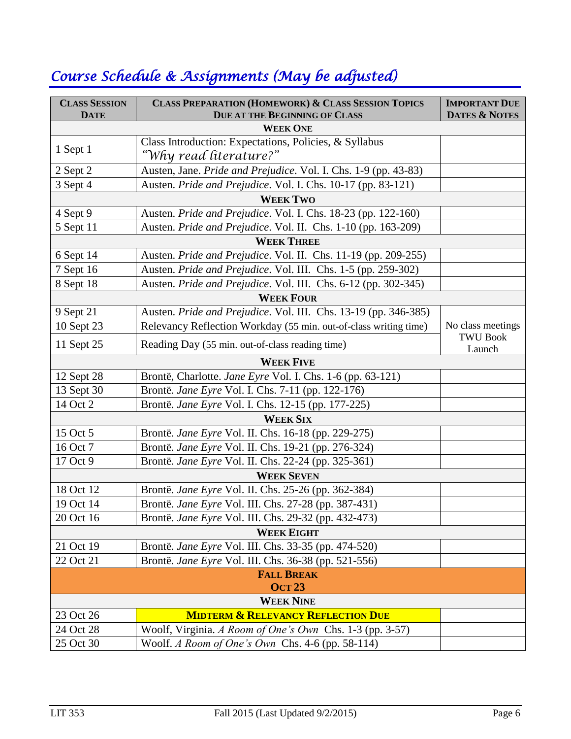## *Course Schedule & Assignments (May be adjusted)*

| **Class Session Date** | **Class Preparation (Homework) & Class Session Topics Due at the Beginning of Class** | **Important Due Dates & Notes** |
|---|---|---|
| **Week One** | | |
| 1 Sept 1 | Class Introduction: Expectations, Policies, & Syllabus *"Why read literature?"* | |
| 2 Sept 2 | Austen, Jane. *Pride and Prejudice*. Vol. I. Chs. 1-9 (pp. 43-83) | |
| 3 Sept 4 | Austen. *Pride and Prejudice*. Vol. I. Chs. 10-17 (pp. 83-121) | |
| **Week Two** | | |
| 4 Sept 9 | Austen. *Pride and Prejudice*. Vol. I. Chs. 18-23 (pp. 122-160) | |
| 5 Sept 11 | Austen. *Pride and Prejudice*. Vol. II. Chs. 1-10 (pp. 163-209) | |
| **Week Three** | | |
| 6 Sept 14 | Austen. *Pride and Prejudice*. Vol. II. Chs. 11-19 (pp. 209-255) | |
| 7 Sept 16 | Austen. *Pride and Prejudice*. Vol. III. Chs. 1-5 (pp. 259-302) | |
| 8 Sept 18 | Austen. *Pride and Prejudice*. Vol. III. Chs. 6-12 (pp. 302-345) | |
| **Week Four** | | |
| 9 Sept 21 | Austen. *Pride and Prejudice*. Vol. III. Chs. 13-19 (pp. 346-385) | |
| 10 Sept 23 | Relevancy Reflection Workday (55 min. out-of-class writing time) | No class meetings TWU Book Launch |
| 11 Sept 25 | Reading Day (55 min. out-of-class reading time) | |
| **Week Five** | | |
| 12 Sept 28 | Brontë, Charlotte. *Jane Eyre* Vol. I. Chs. 1-6 (pp. 63-121) | |
| 13 Sept 30 | Brontë. *Jane Eyre* Vol. I. Chs. 7-11 (pp. 122-176) | |
| 14 Oct 2 | Brontë. *Jane Eyre* Vol. I. Chs. 12-15 (pp. 177-225) | |
| **Week Six** | | |
| 15 Oct 5 | Brontë. *Jane Eyre* Vol. II. Chs. 16-18 (pp. 229-275) | |
| 16 Oct 7 | Brontë. *Jane Eyre* Vol. II. Chs. 19-21 (pp. 276-324) | |
| 17 Oct 9 | Brontë. *Jane Eyre* Vol. II. Chs. 22-24 (pp. 325-361) | |
| **Week Seven** | | |
| 18 Oct 12 | Brontë. *Jane Eyre* Vol. II. Chs. 25-26 (pp. 362-384) | |
| 19 Oct 14 | Brontë. *Jane Eyre* Vol. III. Chs. 27-28 (pp. 387-431) | |
| 20 Oct 16 | Brontë. *Jane Eyre* Vol. III. Chs. 29-32 (pp. 432-473) | |
| **Week Eight** | | |
| 21 Oct 19 | Brontë. *Jane Eyre* Vol. III. Chs. 33-35 (pp. 474-520) | |
| 22 Oct 21 | Brontë. *Jane Eyre* Vol. III. Chs. 36-38 (pp. 521-556) | |
| **Fall Break Oct 23** | | |
| **Week Nine** | | |
| 23 Oct 26 | **Midterm & Relevancy Reflection Due** | |
| 24 Oct 28 | Woolf, Virginia. *A Room of One's Own* Chs. 1-3 (pp. 3-57) | |
| 25 Oct 30 | Woolf. *A Room of One's Own* Chs. 4-6 (pp. 58-114) | |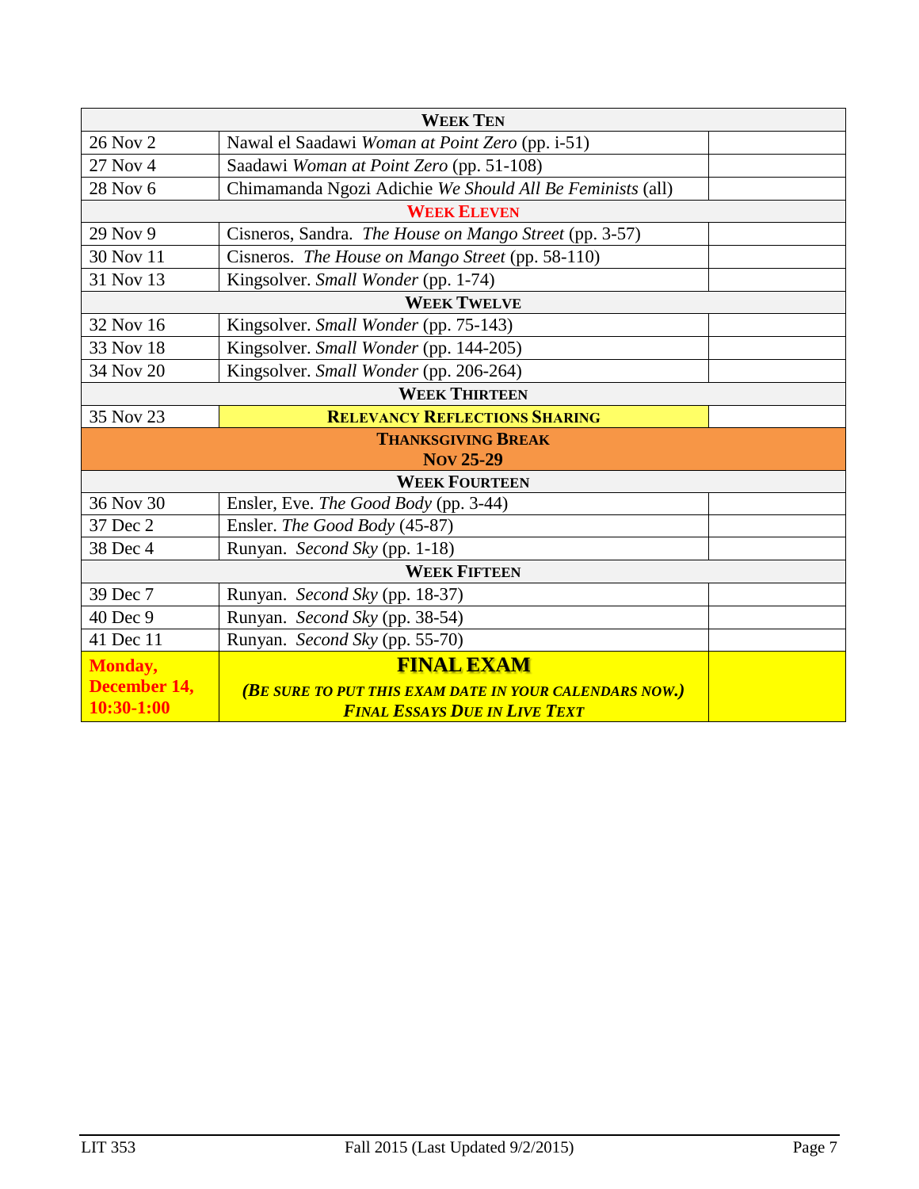| | | |
|---|---|---|
| **WEEK TEN** | | |
| 26 Nov 2 | Nawal el Saadawi *Woman at Point Zero* (pp. i-51) | |
| 27 Nov 4 | Saadawi *Woman at Point Zero* (pp. 51-108) | |
| 28 Nov 6 | Chimamanda Ngozi Adichie *We Should All Be Feminists* (all) | |
| **WEEK ELEVEN** | | |
| 29 Nov 9 | Cisneros, Sandra. *The House on Mango Street* (pp. 3-57) | |
| 30 Nov 11 | Cisneros. *The House on Mango Street* (pp. 58-110) | |
| 31 Nov 13 | Kingsolver. *Small Wonder* (pp. 1-74) | |
| **WEEK TWELVE** | | |
| 32 Nov 16 | Kingsolver. *Small Wonder* (pp. 75-143) | |
| 33 Nov 18 | Kingsolver. *Small Wonder* (pp. 144-205) | |
| 34 Nov 20 | Kingsolver. *Small Wonder* (pp. 206-264) | |
| **WEEK THIRTEEN** | | |
| 35 Nov 23 | **RELEVANCY REFLECTIONS SHARING** | |
| **THANKSGIVING BREAK NOV 25-29** | | |
| **WEEK FOURTEEN** | | |
| 36 Nov 30 | Ensler, Eve. *The Good Body* (pp. 3-44) | |
| 37 Dec 2 | Ensler. *The Good Body* (45-87) | |
| 38 Dec 4 | Runyan. *Second Sky* (pp. 1-18) | |
| **WEEK FIFTEEN** | | |
| 39 Dec 7 | Runyan. *Second Sky* (pp. 18-37) | |
| 40 Dec 9 | Runyan. *Second Sky* (pp. 38-54) | |
| 41 Dec 11 | Runyan. *Second Sky* (pp. 55-70) | |
| **Monday, December 14, 10:30-1:00** | **FINAL EXAM** ***(BE SURE TO PUT THIS EXAM DATE IN YOUR CALENDARS NOW.)*** ***FINAL ESSAYS DUE IN LIVE TEXT*** | |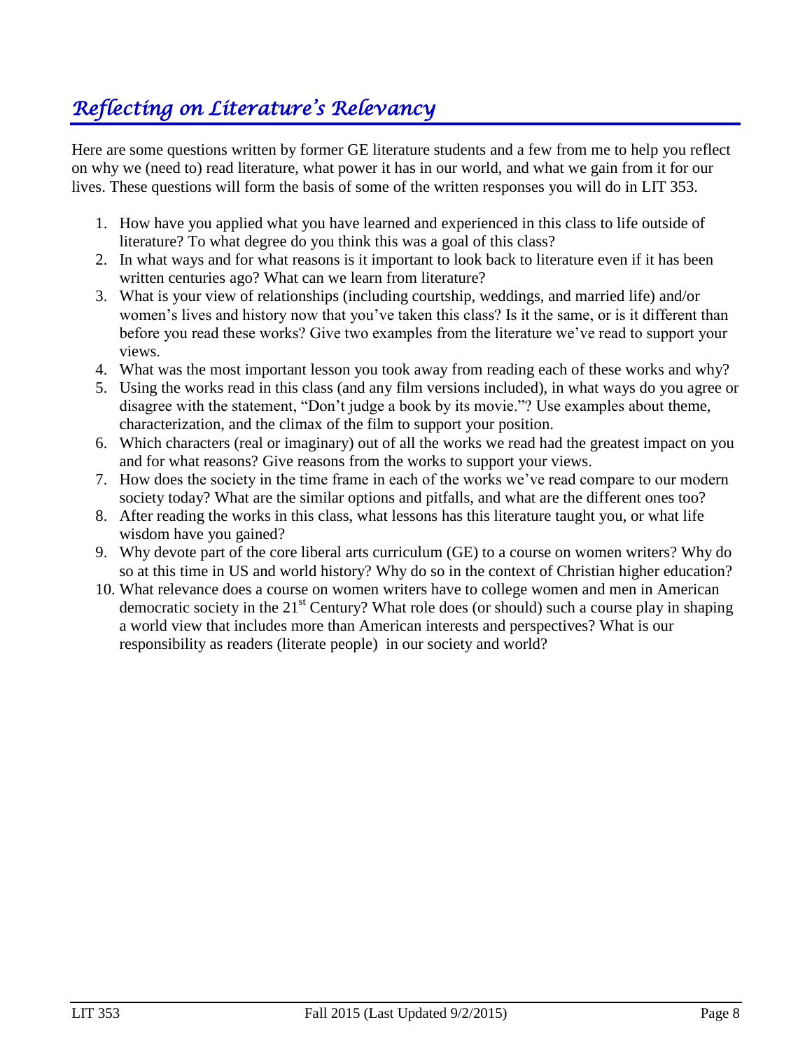# *Reflecting on Literature's Relevancy*

Here are some questions written by former GE literature students and a few from me to help you reflect on why we (need to) read literature, what power it has in our world, and what we gain from it for our lives. These questions will form the basis of some of the written responses you will do in LIT 353.

1. How have you applied what you have learned and experienced in this class to life outside of literature? To what degree do you think this was a goal of this class?
2. In what ways and for what reasons is it important to look back to literature even if it has been written centuries ago? What can we learn from literature?
3. What is your view of relationships (including courtship, weddings, and married life) and/or women's lives and history now that you've taken this class? Is it the same, or is it different than before you read these works? Give two examples from the literature we've read to support your views.
4. What was the most important lesson you took away from reading each of these works and why?
5. Using the works read in this class (and any film versions included), in what ways do you agree or disagree with the statement, "Don't judge a book by its movie."? Use examples about theme, characterization, and the climax of the film to support your position.
6. Which characters (real or imaginary) out of all the works we read had the greatest impact on you and for what reasons? Give reasons from the works to support your views.
7. How does the society in the time frame in each of the works we've read compare to our modern society today? What are the similar options and pitfalls, and what are the different ones too?
8. After reading the works in this class, what lessons has this literature taught you, or what life wisdom have you gained?
9. Why devote part of the core liberal arts curriculum (GE) to a course on women writers? Why do so at this time in US and world history? Why do so in the context of Christian higher education?
10. What relevance does a course on women writers have to college women and men in American democratic society in the 21st Century? What role does (or should) such a course play in shaping a world view that includes more than American interests and perspectives? What is our responsibility as readers (literate people) in our society and world?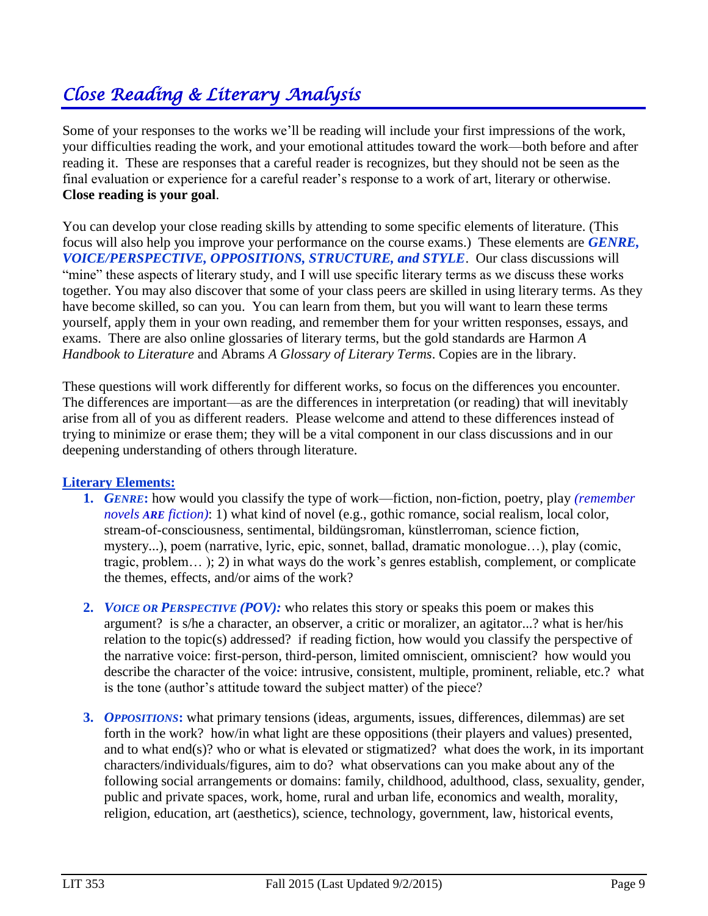// Close Reading & Literary Analysis

# *Close Reading & Literary Analysis*

Some of your responses to the works we'll be reading will include your first impressions of the work, your difficulties reading the work, and your emotional attitudes toward the work—both before and after reading it. These are responses that a careful reader is recognizes, but they should not be seen as the final evaluation or experience for a careful reader's response to a work of art, literary or otherwise. **Close reading is your goal**.

You can develop your close reading skills by attending to some specific elements of literature. (This focus will also help you improve your performance on the course exams.) These elements are ***GENRE, VOICE/PERSPECTIVE, OPPOSITIONS, STRUCTURE, and STYLE***. Our class discussions will "mine" these aspects of literary study, and I will use specific literary terms as we discuss these works together. You may also discover that some of your class peers are skilled in using literary terms. As they have become skilled, so can you. You can learn from them, but you will want to learn these terms yourself, apply them in your own reading, and remember them for your written responses, essays, and exams. There are also online glossaries of literary terms, but the gold standards are Harmon *A Handbook to Literature* and Abrams *A Glossary of Literary Terms*. Copies are in the library.

These questions will work differently for different works, so focus on the differences you encounter. The differences are important—as are the differences in interpretation (or reading) that will inevitably arise from all of you as different readers. Please welcome and attend to these differences instead of trying to minimize or erase them; they will be a vital component in our class discussions and in our deepening understanding of others through literature.

**Literary Elements:**

1. ***GENRE*****:** how would you classify the type of work—fiction, non-fiction, poetry, play *(remember novels **ARE** fiction)*: 1) what kind of novel (e.g., gothic romance, social realism, local color, stream-of-consciousness, sentimental, bildüngsroman, künstlerroman, science fiction, mystery...), poem (narrative, lyric, epic, sonnet, ballad, dramatic monologue…), play (comic, tragic, problem… ); 2) in what ways do the work's genres establish, complement, or complicate the themes, effects, and/or aims of the work?

2. ***VOICE OR PERSPECTIVE (POV):*** who relates this story or speaks this poem or makes this argument? is s/he a character, an observer, a critic or moralizer, an agitator...? what is her/his relation to the topic(s) addressed? if reading fiction, how would you classify the perspective of the narrative voice: first-person, third-person, limited omniscient, omniscient? how would you describe the character of the voice: intrusive, consistent, multiple, prominent, reliable, etc.? what is the tone (author's attitude toward the subject matter) of the piece?

3. ***OPPOSITIONS*****:** what primary tensions (ideas, arguments, issues, differences, dilemmas) are set forth in the work? how/in what light are these oppositions (their players and values) presented, and to what end(s)? who or what is elevated or stigmatized? what does the work, in its important characters/individuals/figures, aim to do? what observations can you make about any of the following social arrangements or domains: family, childhood, adulthood, class, sexuality, gender, public and private spaces, work, home, rural and urban life, economics and wealth, morality, religion, education, art (aesthetics), science, technology, government, law, historical events,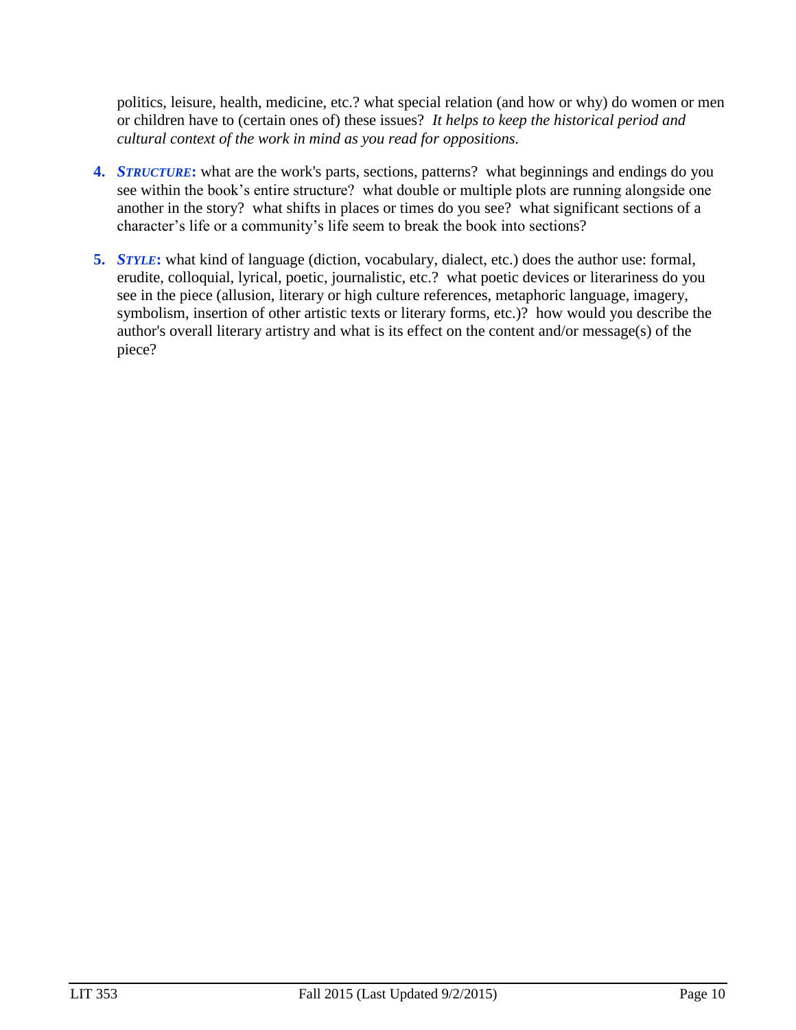politics, leisure, health, medicine, etc.? what special relation (and how or why) do women or men or children have to (certain ones of) these issues? *It helps to keep the historical period and cultural context of the work in mind as you read for oppositions.*

4. ***STRUCTURE*:** what are the work's parts, sections, patterns? what beginnings and endings do you see within the book's entire structure? what double or multiple plots are running alongside one another in the story? what shifts in places or times do you see? what significant sections of a character's life or a community's life seem to break the book into sections?

5. ***STYLE*:** what kind of language (diction, vocabulary, dialect, etc.) does the author use: formal, erudite, colloquial, lyrical, poetic, journalistic, etc.? what poetic devices or literariness do you see in the piece (allusion, literary or high culture references, metaphoric language, imagery, symbolism, insertion of other artistic texts or literary forms, etc.)? how would you describe the author's overall literary artistry and what is its effect on the content and/or message(s) of the piece?